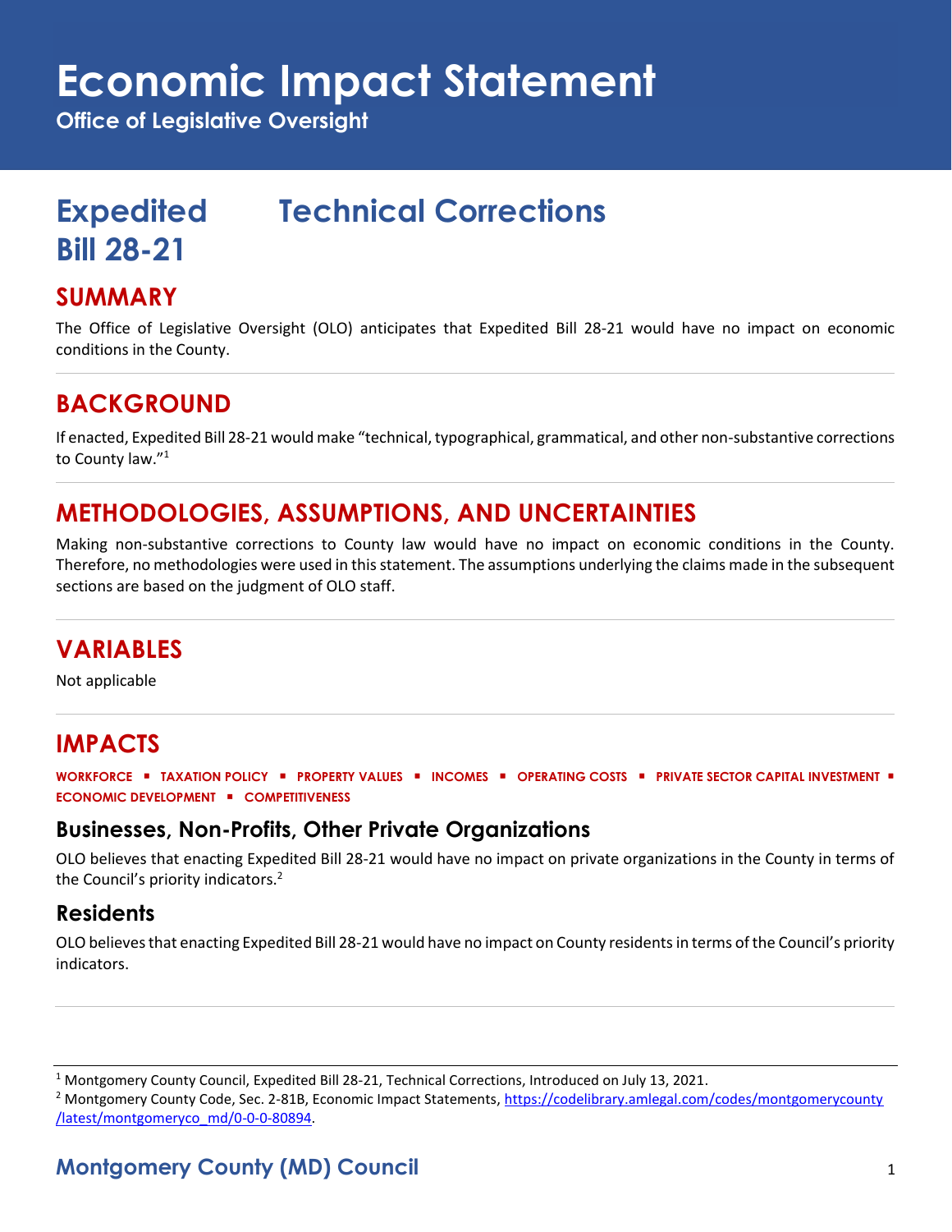# Economic Impact Statement

**Office of Legislative Oversight**

## Expedited Bill 28-21 — Technical Corrections

## SUMMARY

The Office of Legislative Oversight (OLO) anticipates that Expedited Bill 28-21 would have no impact on economic conditions in the County.

## BACKGROUND

If enacted, Expedited Bill 28-21 would make "technical, typographical, grammatical, and other non-substantive corrections to County law."[1]

## METHODOLOGIES, ASSUMPTIONS, AND UNCERTAINTIES

Making non-substantive corrections to County law would have no impact on economic conditions in the County. Therefore, no methodologies were used in this statement. The assumptions underlying the claims made in the subsequent sections are based on the judgment of OLO staff.

## VARIABLES

Not applicable

## IMPACTS

**WORKFORCE ▪ TAXATION POLICY ▪ PROPERTY VALUES ▪ INCOMES ▪ OPERATING COSTS ▪ PRIVATE SECTOR CAPITAL INVESTMENT ▪ ECONOMIC DEVELOPMENT ▪ COMPETITIVENESS**

### Businesses, Non-Profits, Other Private Organizations

OLO believes that enacting Expedited Bill 28-21 would have no impact on private organizations in the County in terms of the Council's priority indicators.[2]

### Residents

OLO believes that enacting Expedited Bill 28-21 would have no impact on County residents in terms of the Council's priority indicators.

---

[1] Montgomery County Council, Expedited Bill 28-21, Technical Corrections, Introduced on July 13, 2021.

[2] Montgomery County Code, Sec. 2-81B, Economic Impact Statements, https://codelibrary.amlegal.com/codes/montgomerycounty/latest/montgomeryco_md/0-0-0-80894.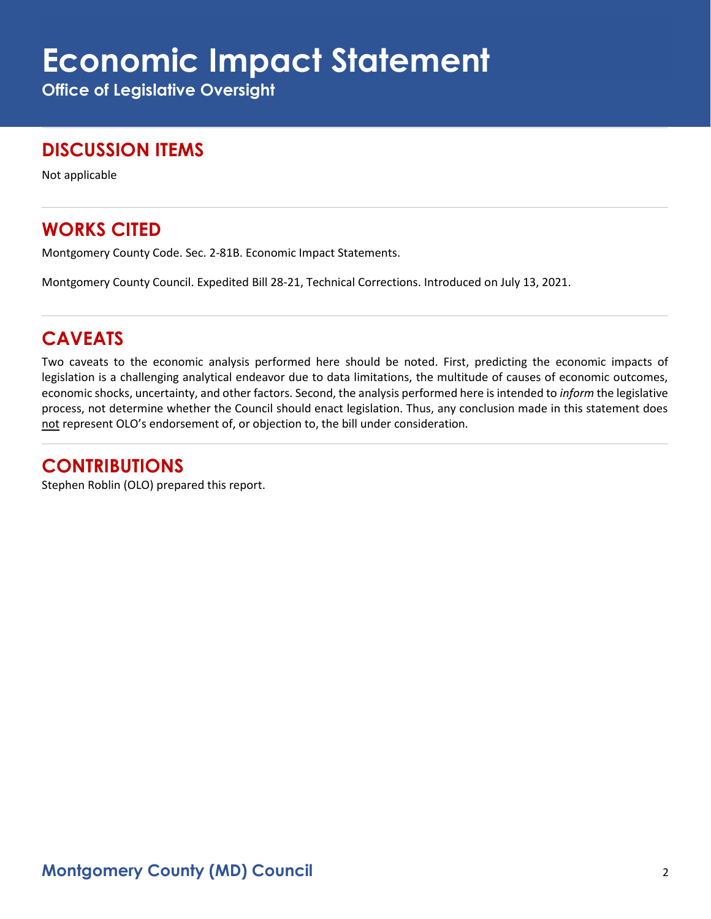## DISCUSSION ITEMS

Not applicable

## WORKS CITED

Montgomery County Code. Sec. 2-81B. Economic Impact Statements.

Montgomery County Council. Expedited Bill 28-21, Technical Corrections. Introduced on July 13, 2021.

## CAVEATS

Two caveats to the economic analysis performed here should be noted. First, predicting the economic impacts of legislation is a challenging analytical endeavor due to data limitations, the multitude of causes of economic outcomes, economic shocks, uncertainty, and other factors. Second, the analysis performed here is intended to *inform* the legislative process, not determine whether the Council should enact legislation. Thus, any conclusion made in this statement does not represent OLO's endorsement of, or objection to, the bill under consideration.

## CONTRIBUTIONS

Stephen Roblin (OLO) prepared this report.